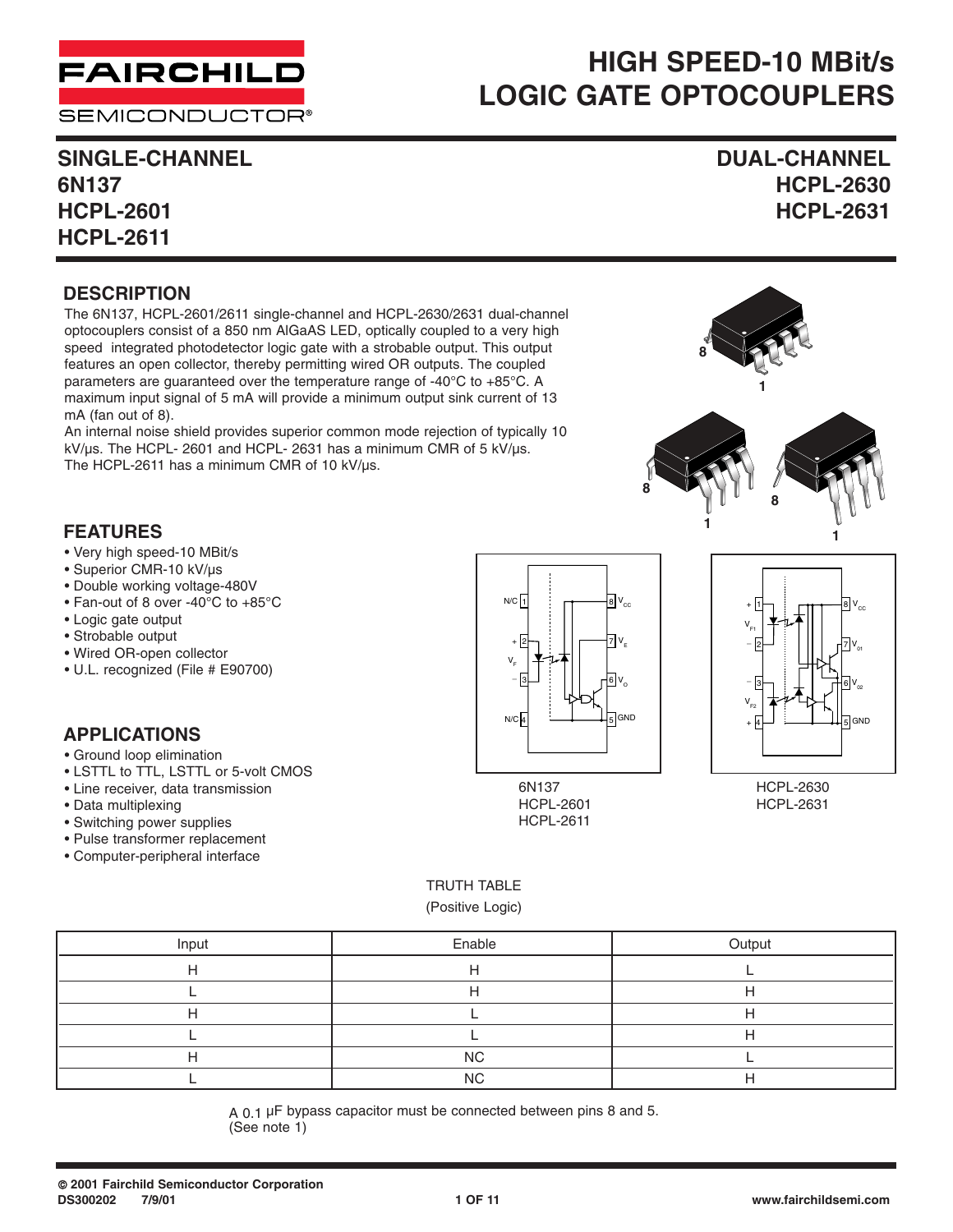# HIGH SPEED-10 MBit/s LOGIC GATE OPTOCOUPLERS

## SINGLE-CHANNEL
## 6N137
## HCPL-2601
## HCPL-2611

## DUAL-CHANNEL
## HCPL-2630
## HCPL-2631

## DESCRIPTION

The 6N137, HCPL-2601/2611 single-channel and HCPL-2630/2631 dual-channel optocouplers consist of a 850 nm AlGaAS LED, optically coupled to a very high speed integrated photodetector logic gate with a strobable output. This output features an open collector, thereby permitting wired OR outputs. The coupled parameters are guaranteed over the temperature range of -40°C to +85°C. A maximum input signal of 5 mA will provide a minimum output sink current of 13 mA (fan out of 8).

An internal noise shield provides superior common mode rejection of typically 10 kV/µs. The HCPL- 2601 and HCPL- 2631 has a minimum CMR of 5 kV/µs. The HCPL-2611 has a minimum CMR of 10 kV/µs.

## FEATURES

- Very high speed-10 MBit/s
- Superior CMR-10 kV/µs
- Double working voltage-480V
- Fan-out of 8 over -40°C to +85°C
- Logic gate output
- Strobable output
- Wired OR-open collector
- U.L. recognized (File # E90700)

## APPLICATIONS

- Ground loop elimination
- LSTTL to TTL, LSTTL or 5-volt CMOS
- Line receiver, data transmission
- Data multiplexing
- Switching power supplies
- Pulse transformer replacement
- Computer-peripheral interface

6N137
HCPL-2601
HCPL-2611

HCPL-2630
HCPL-2631

TRUTH TABLE
(Positive Logic)

| Input | Enable | Output |
|---|---|---|
| H | H | L |
| L | H | H |
| H | L | H |
| L | L | H |
| H | NC | L |
| L | NC | H |

A 0.1 µF bypass capacitor must be connected between pins 8 and 5.
(See note 1)

© 2001 Fairchild Semiconductor Corporation
DS300202 7/9/01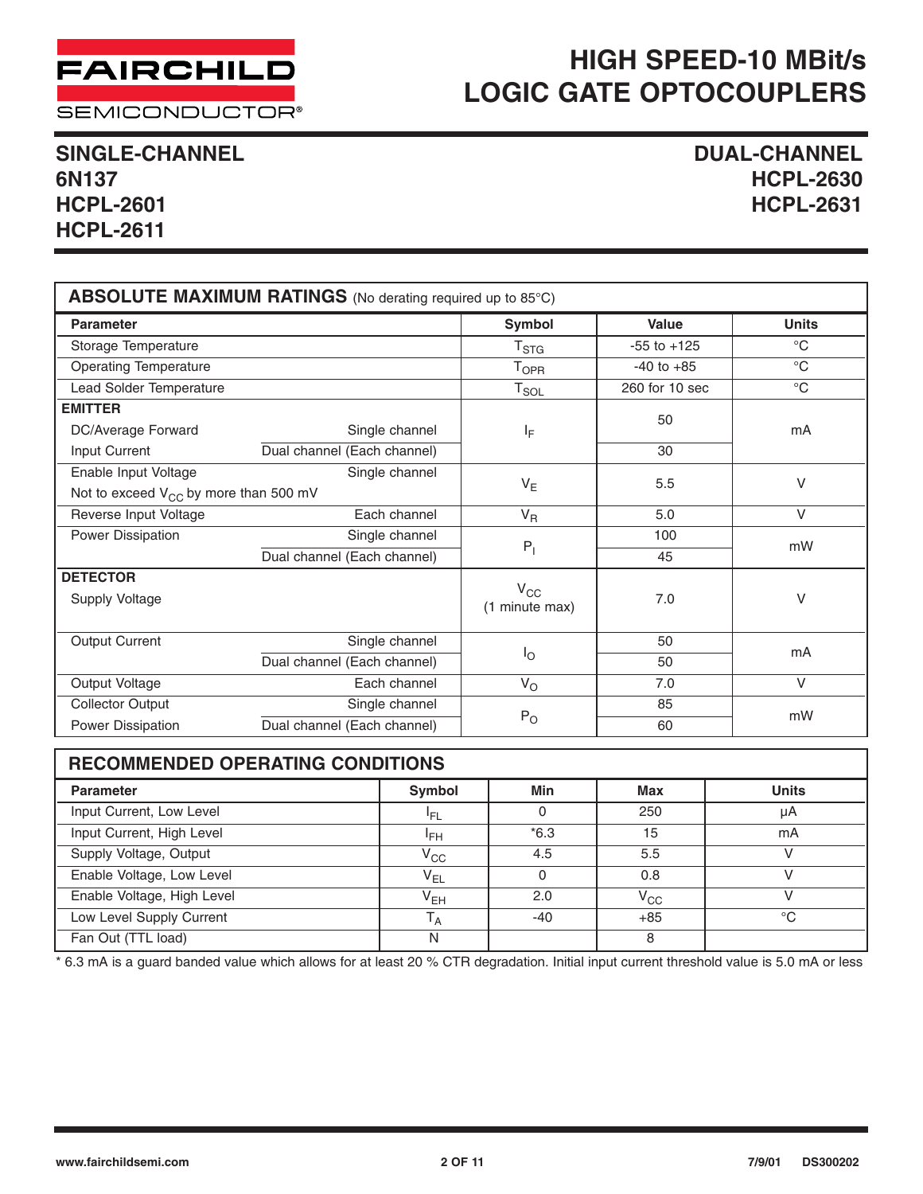# HIGH SPEED-10 MBit/s LOGIC GATE OPTOCOUPLERS

**SINGLE-CHANNEL**
**6N137**
**HCPL-2601**
**HCPL-2611**

**DUAL-CHANNEL**
**HCPL-2630**
**HCPL-2631**

## ABSOLUTE MAXIMUM RATINGS (No derating required up to 85°C)

| Parameter | | Symbol | Value | Units |
|---|---|---|---|---|
| Storage Temperature | | $T_{STG}$ | -55 to +125 | °C |
| Operating Temperature | | $T_{OPR}$ | -40 to +85 | °C |
| Lead Solder Temperature | | $T_{SOL}$ | 260 for 10 sec | °C |
| **EMITTER** | | | | |
| DC/Average Forward Input Current | Single channel | $I_F$ | 50 | mA |
| | Dual channel (Each channel) | | 30 | |
| Enable Input Voltage Not to exceed $V_{CC}$ by more than 500 mV | Single channel | $V_E$ | 5.5 | V |
| Reverse Input Voltage | Each channel | $V_R$ | 5.0 | V |
| Power Dissipation | Single channel | $P_I$ | 100 | mW |
| | Dual channel (Each channel) | | 45 | |
| **DETECTOR** | | | | |
| Supply Voltage | | $V_{CC}$ (1 minute max) | 7.0 | V |
| Output Current | Single channel | $I_O$ | 50 | mA |
| | Dual channel (Each channel) | | 50 | |
| Output Voltage | Each channel | $V_O$ | 7.0 | V |
| Collector Output Power Dissipation | Single channel | $P_O$ | 85 | mW |
| | Dual channel (Each channel) | | 60 | |

## RECOMMENDED OPERATING CONDITIONS

| Parameter | Symbol | Min | Max | Units |
|---|---|---|---|---|
| Input Current, Low Level | $I_{FL}$ | 0 | 250 | µA |
| Input Current, High Level | $I_{FH}$ | *6.3 | 15 | mA |
| Supply Voltage, Output | $V_{CC}$ | 4.5 | 5.5 | V |
| Enable Voltage, Low Level | $V_{EL}$ | 0 | 0.8 | V |
| Enable Voltage, High Level | $V_{EH}$ | 2.0 | $V_{CC}$ | V |
| Low Level Supply Current | $T_A$ | -40 | +85 | °C |
| Fan Out (TTL load) | N | | 8 | |

* 6.3 mA is a guard banded value which allows for at least 20 % CTR degradation. Initial input current threshold value is 5.0 mA or less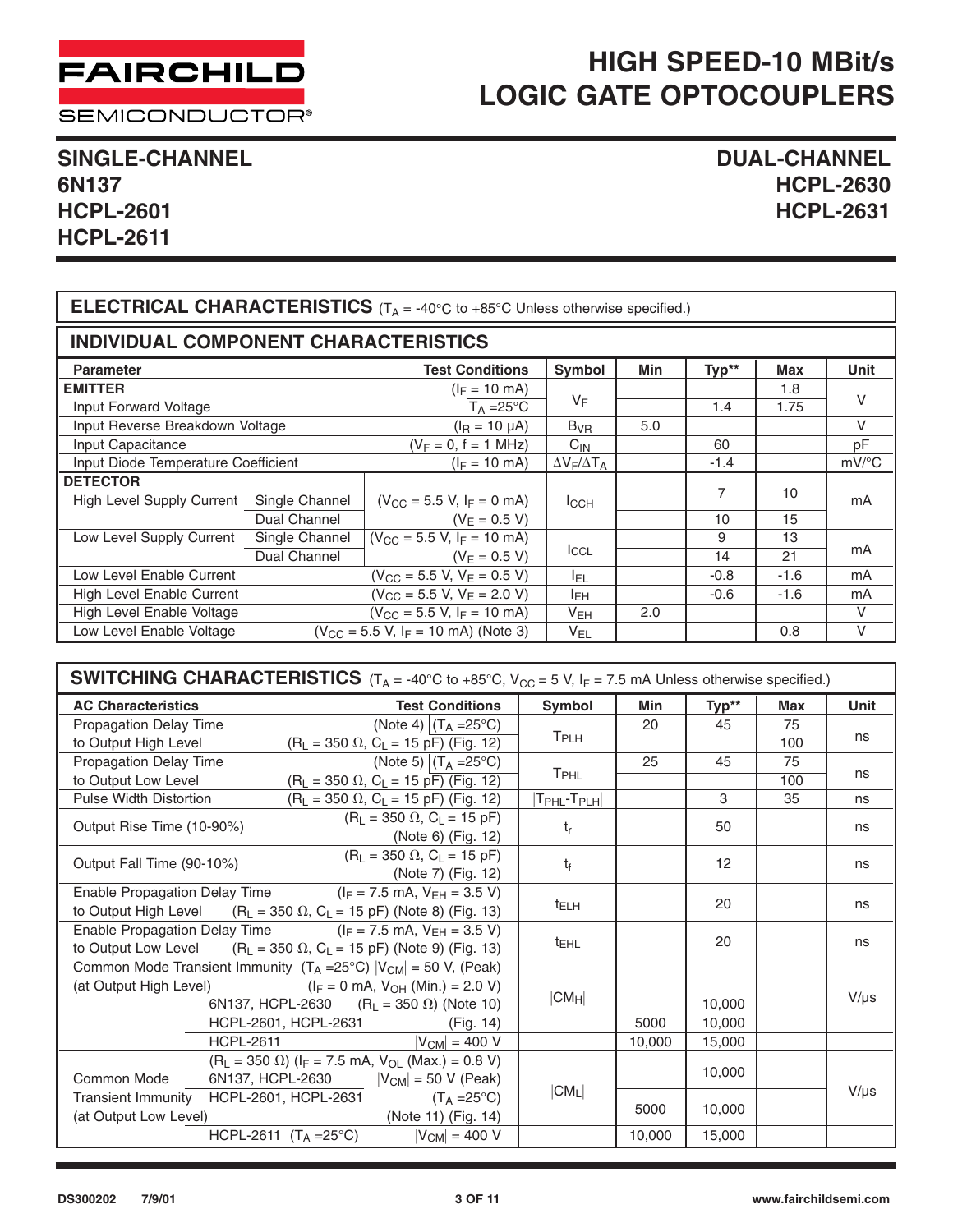# HIGH SPEED-10 MBit/s LOGIC GATE OPTOCOUPLERS

**SINGLE-CHANNEL**
**6N137**
**HCPL-2601**
**HCPL-2611**

**DUAL-CHANNEL**
**HCPL-2630**
**HCPL-2631**

## ELECTRICAL CHARACTERISTICS ($T_A$ = -40°C to +85°C Unless otherwise specified.)

### INDIVIDUAL COMPONENT CHARACTERISTICS

| Parameter | | Test Conditions | Symbol | Min | Typ** | Max | Unit |
|---|---|---|---|---|---|---|---|
| **EMITTER** Input Forward Voltage | | ($I_F$ = 10 mA) | $V_F$ | | | 1.8 | V |
| | | $T_A$ = 25°C | | | 1.4 | 1.75 | |
| Input Reverse Breakdown Voltage | | ($I_R$ = 10 µA) | $B_{VR}$ | 5.0 | | | V |
| Input Capacitance | | ($V_F$ = 0, f = 1 MHz) | $C_{IN}$ | | 60 | | pF |
| Input Diode Temperature Coefficient | | ($I_F$ = 10 mA) | $\Delta V_F/\Delta T_A$ | | -1.4 | | mV/°C |
| **DETECTOR** High Level Supply Current | Single Channel | ($V_{CC}$ = 5.5 V, $I_F$ = 0 mA) | $I_{CCH}$ | | 7 | 10 | mA |
| | Dual Channel | ($V_E$ = 0.5 V) | | | 10 | 15 | |
| Low Level Supply Current | Single Channel | ($V_{CC}$ = 5.5 V, $I_F$ = 10 mA) | $I_{CCL}$ | | 9 | 13 | mA |
| | Dual Channel | ($V_E$ = 0.5 V) | | | 14 | 21 | |
| Low Level Enable Current | | ($V_{CC}$ = 5.5 V, $V_E$ = 0.5 V) | $I_{EL}$ | | -0.8 | -1.6 | mA |
| High Level Enable Current | | ($V_{CC}$ = 5.5 V, $V_E$ = 2.0 V) | $I_{EH}$ | | -0.6 | -1.6 | mA |
| High Level Enable Voltage | | ($V_{CC}$ = 5.5 V, $I_F$ = 10 mA) | $V_{EH}$ | 2.0 | | | V |
| Low Level Enable Voltage | | ($V_{CC}$ = 5.5 V, $I_F$ = 10 mA) (Note 3) | $V_{EL}$ | | | 0.8 | V |

## SWITCHING CHARACTERISTICS ($T_A$ = -40°C to +85°C, $V_{CC}$ = 5 V, $I_F$ = 7.5 mA Unless otherwise specified.)

| AC Characteristics | Test Conditions | Symbol | Min | Typ** | Max | Unit |
|---|---|---|---|---|---|---|
| Propagation Delay Time to Output High Level | (Note 4) ($T_A$ = 25°C) | $T_{PLH}$ | 20 | 45 | 75 | ns |
| | ($R_L$ = 350 Ω, $C_L$ = 15 pF) (Fig. 12) | | | | 100 | |
| Propagation Delay Time to Output Low Level | (Note 5) ($T_A$ = 25°C) | $T_{PHL}$ | 25 | 45 | 75 | ns |
| | ($R_L$ = 350 Ω, $C_L$ = 15 pF) (Fig. 12) | | | | 100 | |
| Pulse Width Distortion | ($R_L$ = 350 Ω, $C_L$ = 15 pF) (Fig. 12) | $\|T_{PHL}-T_{PLH}\|$ | | 3 | 35 | ns |
| Output Rise Time (10-90%) | ($R_L$ = 350 Ω, $C_L$ = 15 pF) (Note 6) (Fig. 12) | $t_r$ | | 50 | | ns |
| Output Fall Time (90-10%) | ($R_L$ = 350 Ω, $C_L$ = 15 pF) (Note 7) (Fig. 12) | $t_f$ | | 12 | | ns |
| Enable Propagation Delay Time to Output High Level | ($I_F$ = 7.5 mA, $V_{EH}$ = 3.5 V) ($R_L$ = 350 Ω, $C_L$ = 15 pF) (Note 8) (Fig. 13) | $t_{ELH}$ | | 20 | | ns |
| Enable Propagation Delay Time to Output Low Level | ($I_F$ = 7.5 mA, $V_{EH}$ = 3.5 V) ($R_L$ = 350 Ω, $C_L$ = 15 pF) (Note 9) (Fig. 13) | $t_{EHL}$ | | 20 | | ns |
| Common Mode Transient Immunity (at Output High Level) | ($T_A$ = 25°C) $\|V_{CM}\|$ = 50 V, (Peak) ($I_F$ = 0 mA, $V_{OH}$ (Min.) = 2.0 V) | $\|CM_H\|$ | | | | V/µs |
| 6N137, HCPL-2630 | ($R_L$ = 350 Ω) (Note 10) | | | 10,000 | | |
| HCPL-2601, HCPL-2631 | (Fig. 14) | | 5000 | 10,000 | | |
| HCPL-2611 | $\|V_{CM}\|$ = 400 V | | 10,000 | 15,000 | | |
| Common Mode Transient Immunity (at Output Low Level) | ($R_L$ = 350 Ω) ($I_F$ = 7.5 mA, $V_{OL}$ (Max.) = 0.8 V) | $\|CM_L\|$ | | | | V/µs |
| 6N137, HCPL-2630 | $\|V_{CM}\|$ = 50 V (Peak) | | | 10,000 | | |
| HCPL-2601, HCPL-2631 | ($T_A$ = 25°C) (Note 11) (Fig. 14) | | 5000 | 10,000 | | |
| HCPL-2611 ($T_A$ = 25°C) | $\|V_{CM}\|$ = 400 V | | 10,000 | 15,000 | | |

DS300202 7/9/01 www.fairchildsemi.com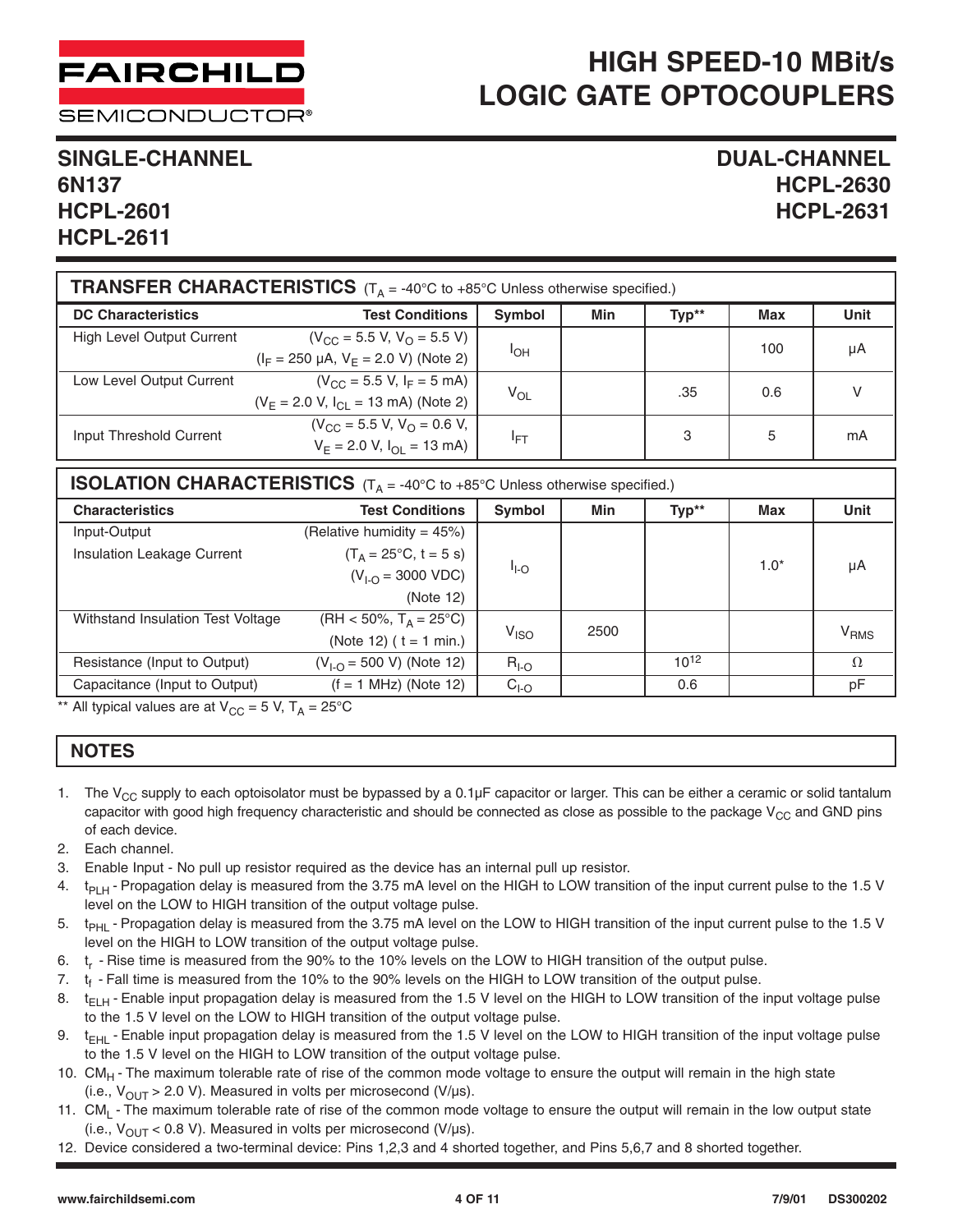# HIGH SPEED-10 MBit/s LOGIC GATE OPTOCOUPLERS

## SINGLE-CHANNEL
## 6N137
## HCPL-2601
## HCPL-2611

## DUAL-CHANNEL
## HCPL-2630
## HCPL-2631

### TRANSFER CHARACTERISTICS ($T_A$ = -40°C to +85°C Unless otherwise specified.)

| DC Characteristics | Test Conditions | Symbol | Min | Typ** | Max | Unit |
|---|---|---|---|---|---|---|
| High Level Output Current | ($V_{CC}$ = 5.5 V, $V_O$ = 5.5 V) ($I_F$ = 250 µA, $V_E$ = 2.0 V) (Note 2) | $I_{OH}$ | | | 100 | µA |
| Low Level Output Current | ($V_{CC}$ = 5.5 V, $I_F$ = 5 mA) ($V_E$ = 2.0 V, $I_{CL}$ = 13 mA) (Note 2) | $V_{OL}$ | | .35 | 0.6 | V |
| Input Threshold Current | ($V_{CC}$ = 5.5 V, $V_O$ = 0.6 V, $V_E$ = 2.0 V, $I_{OL}$ = 13 mA) | $I_{FT}$ | | 3 | 5 | mA |

### ISOLATION CHARACTERISTICS ($T_A$ = -40°C to +85°C Unless otherwise specified.)

| Characteristics | Test Conditions | Symbol | Min | Typ** | Max | Unit |
|---|---|---|---|---|---|---|
| Input-Output Insulation Leakage Current | (Relative humidity = 45%) ($T_A$ = 25°C, t = 5 s) ($V_{I-O}$ = 3000 VDC) (Note 12) | $I_{I-O}$ | | | 1.0* | µA |
| Withstand Insulation Test Voltage | (RH < 50%, $T_A$ = 25°C) (Note 12) ( t = 1 min.) | $V_{ISO}$ | 2500 | | | $V_{RMS}$ |
| Resistance (Input to Output) | ($V_{I-O}$ = 500 V) (Note 12) | $R_{I-O}$ | | $10^{12}$ | | Ω |
| Capacitance (Input to Output) | (f = 1 MHz) (Note 12) | $C_{I-O}$ | | 0.6 | | pF |

** All typical values are at $V_{CC}$ = 5 V, $T_A$ = 25°C

### NOTES

1. The $V_{CC}$ supply to each optoisolator must be bypassed by a 0.1µF capacitor or larger. This can be either a ceramic or solid tantalum capacitor with good high frequency characteristic and should be connected as close as possible to the package $V_{CC}$ and GND pins of each device.
2. Each channel.
3. Enable Input - No pull up resistor required as the device has an internal pull up resistor.
4. $t_{PLH}$ - Propagation delay is measured from the 3.75 mA level on the HIGH to LOW transition of the input current pulse to the 1.5 V level on the LOW to HIGH transition of the output voltage pulse.
5. $t_{PHL}$ - Propagation delay is measured from the 3.75 mA level on the LOW to HIGH transition of the input current pulse to the 1.5 V level on the HIGH to LOW transition of the output voltage pulse.
6. $t_r$ - Rise time is measured from the 90% to the 10% levels on the LOW to HIGH transition of the output pulse.
7. $t_f$ - Fall time is measured from the 10% to the 90% levels on the HIGH to LOW transition of the output pulse.
8. $t_{ELH}$ - Enable input propagation delay is measured from the 1.5 V level on the HIGH to LOW transition of the input voltage pulse to the 1.5 V level on the LOW to HIGH transition of the output voltage pulse.
9. $t_{EHL}$ - Enable input propagation delay is measured from the 1.5 V level on the LOW to HIGH transition of the input voltage pulse to the 1.5 V level on the HIGH to LOW transition of the output voltage pulse.
10. $CM_H$ - The maximum tolerable rate of rise of the common mode voltage to ensure the output will remain in the high state (i.e., $V_{OUT}$ > 2.0 V). Measured in volts per microsecond (V/µs).
11. $CM_L$ - The maximum tolerable rate of rise of the common mode voltage to ensure the output will remain in the low output state (i.e., $V_{OUT}$ < 0.8 V). Measured in volts per microsecond (V/µs).
12. Device considered a two-terminal device: Pins 1,2,3 and 4 shorted together, and Pins 5,6,7 and 8 shorted together.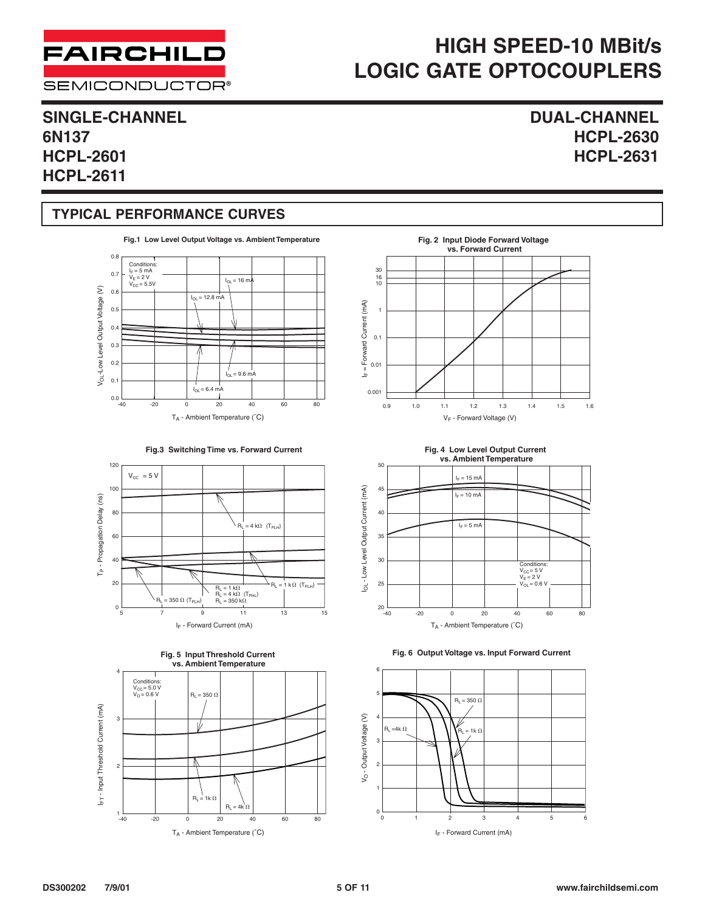# HIGH SPEED-10 MBit/s LOGIC GATE OPTOCOUPLERS

**SINGLE-CHANNEL**
**6N137**
**HCPL-2601**
**HCPL-2611**

**DUAL-CHANNEL**
**HCPL-2630**
**HCPL-2631**

## TYPICAL PERFORMANCE CURVES

**Fig.1 Low Level Output Voltage vs. Ambient Temperature**

Conditions: $I_F$ = 5 mA, $V_E$ = 2 V, $V_{CC}$ = 5.5V

Curves: $I_{OL}$ = 16 mA, $I_{OL}$ = 12.8 mA, $I_{OL}$ = 9.6 mA, $I_{OL}$ = 6.4 mA

Y-axis: $V_{OL}$-Low Level Output Voltage (V), 0.0 to 0.8. X-axis: $T_A$ - Ambient Temperature (˚C), -40 to 80

**Fig. 2 Input Diode Forward Voltage vs. Forward Current**

Y-axis: $I_F$ = Forward Current (mA), 0.001 to 30. X-axis: $V_F$ - Forward Voltage (V), 0.9 to 1.6

**Fig.3 Switching Time vs. Forward Current**

$V_{CC}$ = 5 V

Curves: $R_L$ = 4 kΩ ($T_{PLH}$); $R_L$ = 1 kΩ ($T_{PLH}$); $R_L$ = 350 Ω ($T_{PLH}$); $R_L$ = 1 kΩ, $R_L$ = 4 kΩ ($T_{PHL}$), $R_L$ = 350 kΩ

Y-axis: $T_P$ - Propagation Delay (ns), 0 to 120. X-axis: $I_F$ - Forward Current (mA), 5 to 15

**Fig. 4 Low Level Output Current vs. Ambient Temperature**

Conditions: $V_{CC}$ = 5 V, $V_E$ = 2 V, $V_{OL}$ = 0.6 V

Curves: $I_F$ = 15 mA, $I_F$ = 10 mA, $I_F$ = 5 mA

Y-axis: $I_{OL}$ - Low Level Output Current (mA), 20 to 50. X-axis: $T_A$ - Ambient Temperature (˚C), -40 to 80

**Fig. 5 Input Threshold Current vs. Ambient Temperature**

Conditions: $V_{CC}$ = 5.0 V, $V_O$ = 0.6 V

Curves: $R_L$ = 350 Ω, $R_L$ = 1k Ω, $R_L$ = 4k Ω

Y-axis: $I_{FT}$ - Input Threshold Current (mA), 1 to 4. X-axis: $T_A$ - Ambient Temperature (˚C), -40 to 80

**Fig. 6 Output Voltage vs. Input Forward Current**

Curves: $R_L$ = 350 Ω, $R_L$ = 1k Ω, $R_L$ = 4k Ω

Y-axis: $V_O$ - Output Voltage (V), 0 to 6. X-axis: $I_F$ - Forward Current (mA), 0 to 6

DS300202 7/9/01 www.fairchildsemi.com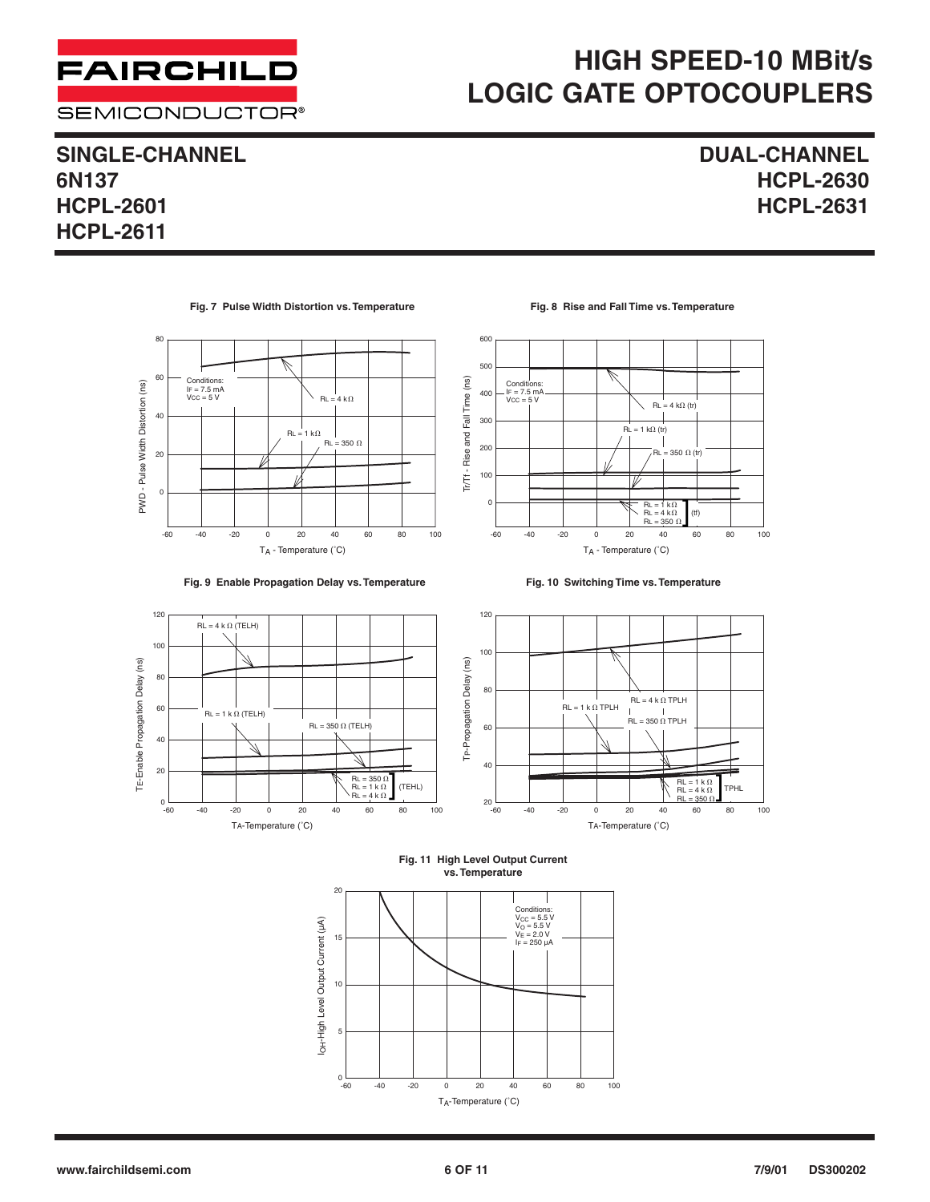# HIGH SPEED-10 MBit/s LOGIC GATE OPTOCOUPLERS

## SINGLE-CHANNEL
## 6N137
## HCPL-2601
## HCPL-2611

## DUAL-CHANNEL
## HCPL-2630
## HCPL-2631

**Fig. 7 Pulse Width Distortion vs. Temperature**

Conditions: $I_F$ = 7.5 mA, $V_{CC}$ = 5 V

PWD - Pulse Width Distortion (ns) vs. $T_A$ - Temperature (˚C); curves: $R_L$ = 4 kΩ, $R_L$ = 1 kΩ, $R_L$ = 350 Ω

**Fig. 8 Rise and Fall Time vs. Temperature**

Conditions: $I_F$ = 7.5 mA, $V_{CC}$ = 5 V

Tr/Tf - Rise and Fall Time (ns) vs. $T_A$ - Temperature (˚C); curves: $R_L$ = 4 kΩ (tr), $R_L$ = 1 kΩ (tr), $R_L$ = 350 Ω (tr), $R_L$ = 1 kΩ / $R_L$ = 4 kΩ / $R_L$ = 350 Ω (tf)

**Fig. 9 Enable Propagation Delay vs. Temperature**

TE-Enable Propagation Delay (ns) vs. TA-Temperature (˚C); curves: $R_L$ = 4 kΩ (TELH), $R_L$ = 1 kΩ (TELH), $R_L$ = 350 Ω (TELH), $R_L$ = 350 Ω / $R_L$ = 1 kΩ / $R_L$ = 4 kΩ (TEHL)

**Fig. 10 Switching Time vs. Temperature**

TP-Propagation Delay (ns) vs. TA-Temperature (˚C); curves: $R_L$ = 4 k Ω TPLH, $R_L$ = 1 k Ω TPLH, $R_L$ = 350 Ω TPLH, $R_L$ = 1 k Ω / $R_L$ = 4 k Ω / $R_L$ = 350 Ω TPHL

**Fig. 11 High Level Output Current vs. Temperature**

Conditions: $V_{CC}$ = 5.5 V, $V_O$ = 5.5 V, $V_E$ = 2.0 V, $I_F$ = 250 µA

$I_{OH}$-High Level Output Current (µA) vs. $T_A$-Temperature (˚C)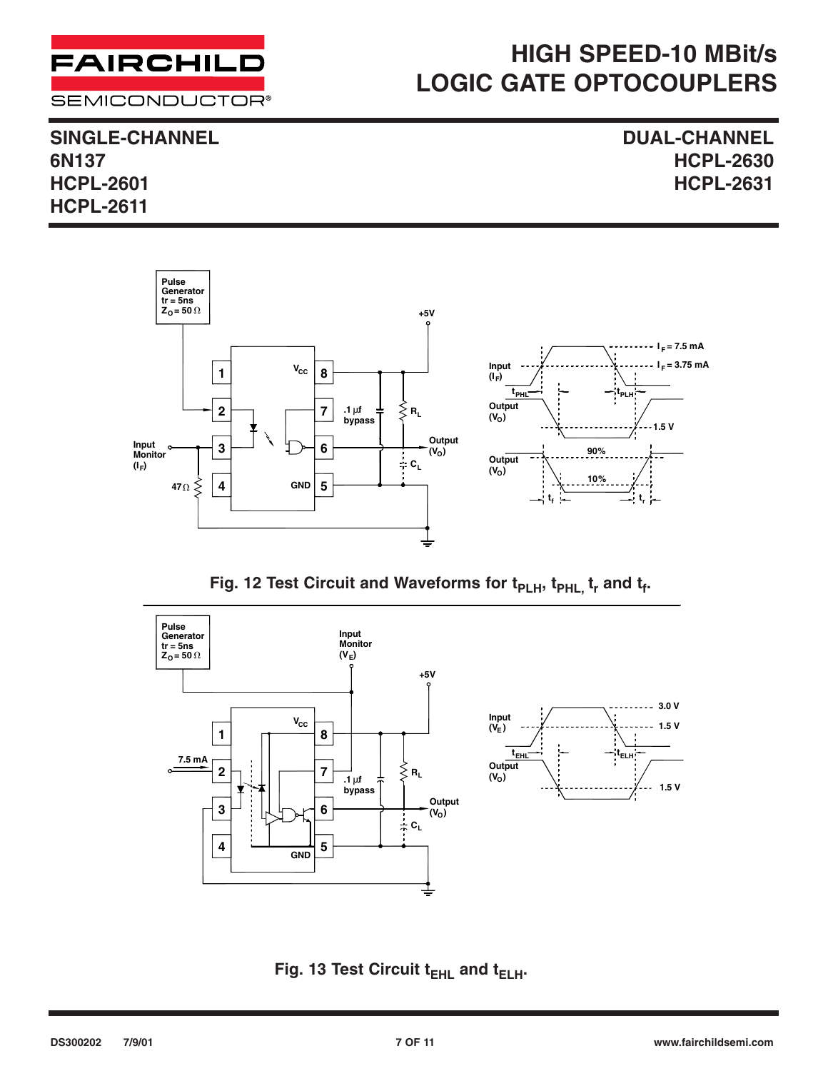# HIGH SPEED-10 MBit/s LOGIC GATE OPTOCOUPLERS

**SINGLE-CHANNEL**
**6N137**
**HCPL-2601**
**HCPL-2611**

**DUAL-CHANNEL**
**HCPL-2630**
**HCPL-2631**

Fig. 12 Test Circuit and Waveforms for $t_{PLH}$, $t_{PHL}$, $t_r$ and $t_f$.

Fig. 13 Test Circuit $t_{EHL}$ and $t_{ELH}$.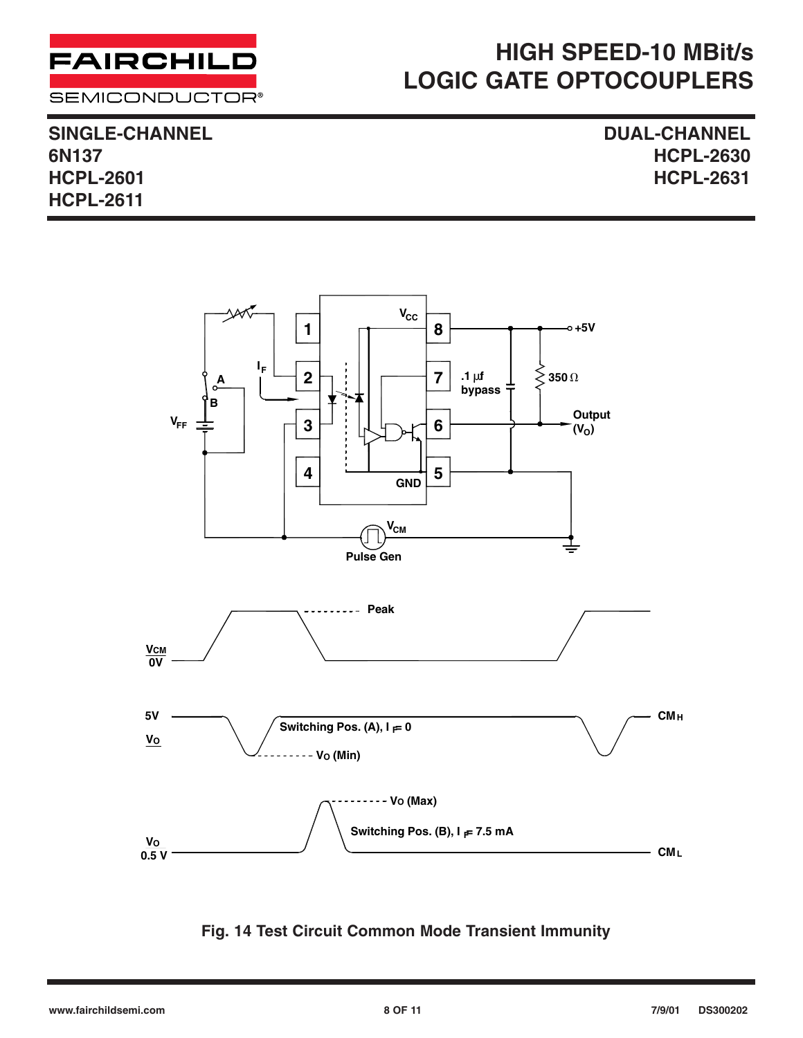# HIGH SPEED-10 MBit/s LOGIC GATE OPTOCOUPLERS

**SINGLE-CHANNEL**
**6N137**
**HCPL-2601**
**HCPL-2611**

**DUAL-CHANNEL**
**HCPL-2630**
**HCPL-2631**

**Fig. 14 Test Circuit Common Mode Transient Immunity**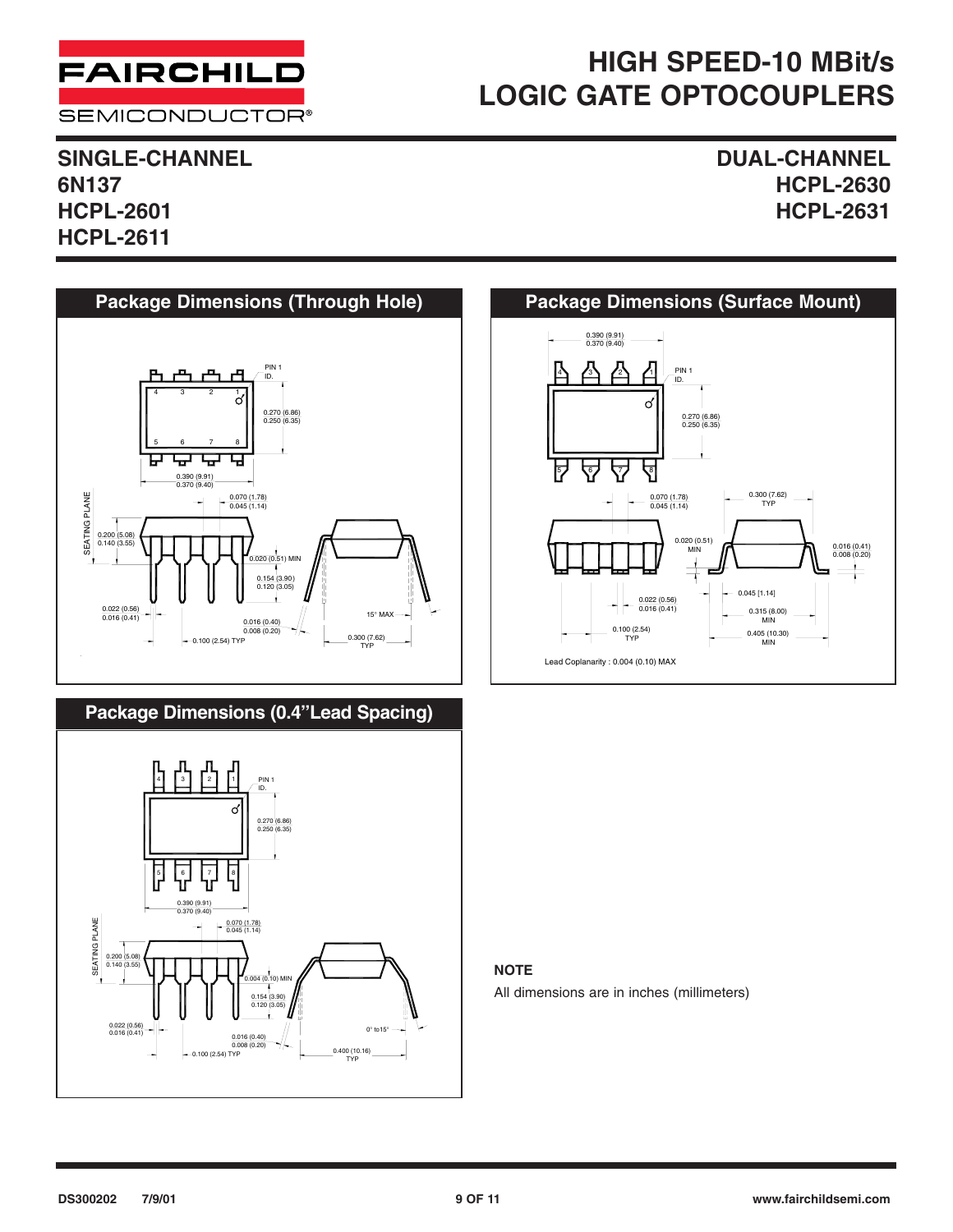# HIGH SPEED-10 MBit/s LOGIC GATE OPTOCOUPLERS

**SINGLE-CHANNEL**
**6N137**
**HCPL-2601**
**HCPL-2611**

**DUAL-CHANNEL**
**HCPL-2630**
**HCPL-2631**

## Package Dimensions (Through Hole)

PIN 1 ID.

0.270 (6.86)
0.250 (6.35)

0.390 (9.91)
0.370 (9.40)

0.070 (1.78)
0.045 (1.14)

SEATING PLANE

0.200 (5.08)
0.140 (3.55)

0.020 (0.51) MIN

0.154 (3.90)
0.120 (3.05)

0.022 (0.56)
0.016 (0.41)

0.016 (0.40)
0.008 (0.20)

0.100 (2.54) TYP

15° MAX

0.300 (7.62)
TYP

## Package Dimensions (Surface Mount)

0.390 (9.91)
0.370 (9.40)

PIN 1 ID.

0.270 (6.86)
0.250 (6.35)

0.070 (1.78)
0.045 (1.14)

0.300 (7.62)
TYP

0.020 (0.51)
MIN

0.016 (0.41)
0.008 (0.20)

0.045 [1.14]

0.022 (0.56)
0.016 (0.41)

0.315 (8.00)
MIN

0.100 (2.54)
TYP

0.405 (10.30)
MIN

Lead Coplanarity : 0.004 (0.10) MAX

## Package Dimensions (0.4"Lead Spacing)

PIN 1 ID.

0.270 (6.86)
0.250 (6.35)

0.390 (9.91)
0.370 (9.40)

0.070 (1.78)
0.045 (1.14)

SEATING PLANE

0.200 (5.08)
0.140 (3.55)

0.004 (0.10) MIN

0.154 (3.90)
0.120 (3.05)

0.022 (0.56)
0.016 (0.41)

0.016 (0.40)
0.008 (0.20)

0.100 (2.54) TYP

0° to15°

0.400 (10.16)
TYP

**NOTE**

All dimensions are in inches (millimeters)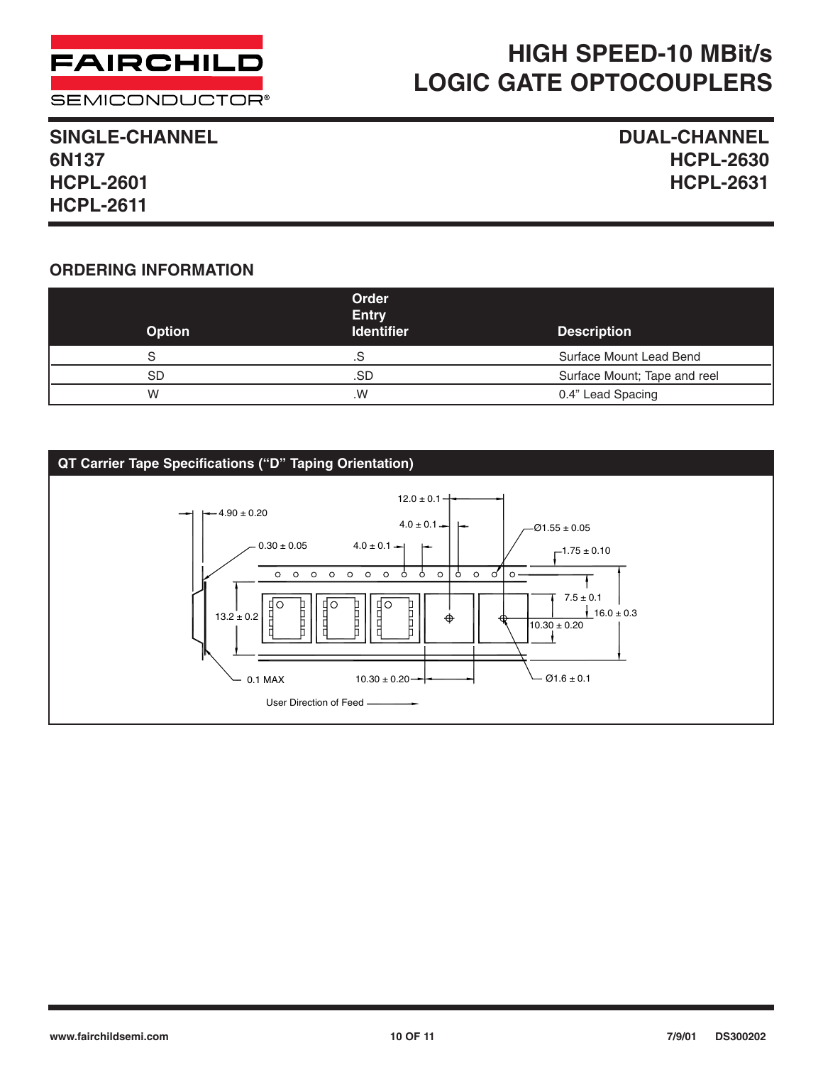# HIGH SPEED-10 MBit/s LOGIC GATE OPTOCOUPLERS

**SINGLE-CHANNEL**
**6N137**
**HCPL-2601**
**HCPL-2611**

**DUAL-CHANNEL**
**HCPL-2630**
**HCPL-2631**

## ORDERING INFORMATION

| Option | Order Entry Identifier | Description |
|---|---|---|
| S | .S | Surface Mount Lead Bend |
| SD | .SD | Surface Mount; Tape and reel |
| W | .W | 0.4" Lead Spacing |

## QT Carrier Tape Specifications ("D" Taping Orientation)

12.0 ± 0.1

4.90 ± 0.20

4.0 ± 0.1

Ø1.55 ± 0.05

0.30 ± 0.05

4.0 ± 0.1

1.75 ± 0.10

7.5 ± 0.1

13.2 ± 0.2

16.0 ± 0.3

10.30 ± 0.20

0.1 MAX

10.30 ± 0.20

Ø1.6 ± 0.1

User Direction of Feed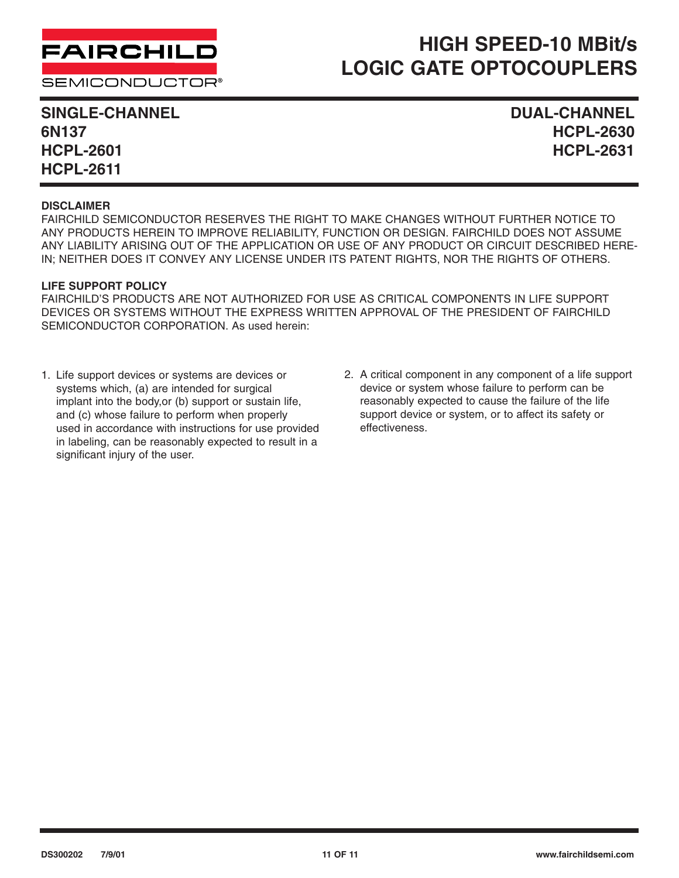# HIGH SPEED-10 MBit/s LOGIC GATE OPTOCOUPLERS

**SINGLE-CHANNEL**
**6N137**
**HCPL-2601**
**HCPL-2611**

**DUAL-CHANNEL**
**HCPL-2630**
**HCPL-2631**

**DISCLAIMER**

FAIRCHILD SEMICONDUCTOR RESERVES THE RIGHT TO MAKE CHANGES WITHOUT FURTHER NOTICE TO ANY PRODUCTS HEREIN TO IMPROVE RELIABILITY, FUNCTION OR DESIGN. FAIRCHILD DOES NOT ASSUME ANY LIABILITY ARISING OUT OF THE APPLICATION OR USE OF ANY PRODUCT OR CIRCUIT DESCRIBED HEREIN; NEITHER DOES IT CONVEY ANY LICENSE UNDER ITS PATENT RIGHTS, NOR THE RIGHTS OF OTHERS.

**LIFE SUPPORT POLICY**

FAIRCHILD'S PRODUCTS ARE NOT AUTHORIZED FOR USE AS CRITICAL COMPONENTS IN LIFE SUPPORT DEVICES OR SYSTEMS WITHOUT THE EXPRESS WRITTEN APPROVAL OF THE PRESIDENT OF FAIRCHILD SEMICONDUCTOR CORPORATION. As used herein:

1. Life support devices or systems are devices or systems which, (a) are intended for surgical implant into the body,or (b) support or sustain life, and (c) whose failure to perform when properly used in accordance with instructions for use provided in labeling, can be reasonably expected to result in a significant injury of the user.
2. A critical component in any component of a life support device or system whose failure to perform can be reasonably expected to cause the failure of the life support device or system, or to affect its safety or effectiveness.

DS300202 7/9/01 www.fairchildsemi.com